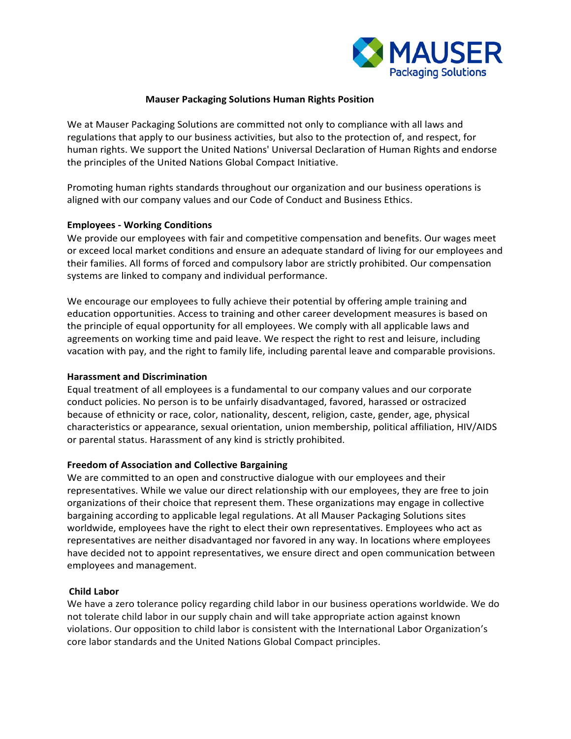# Mauser Packaging Solutions Human Rights Position

We at Mauser Packaging Solutions are committed not only to compliance with all laws and regulations that apply to our business activities, but also to the protection of, and respect, for human rights. We support the United Nations' Universal Declaration of Human Rights and endorse the principles of the United Nations Global Compact Initiative.

Promoting human rights standards throughout our organization and our business operations is aligned with our company values and our Code of Conduct and Business Ethics.

**Employees - Working Conditions**

We provide our employees with fair and competitive compensation and benefits. Our wages meet or exceed local market conditions and ensure an adequate standard of living for our employees and their families. All forms of forced and compulsory labor are strictly prohibited. Our compensation systems are linked to company and individual performance.

We encourage our employees to fully achieve their potential by offering ample training and education opportunities. Access to training and other career development measures is based on the principle of equal opportunity for all employees. We comply with all applicable laws and agreements on working time and paid leave. We respect the right to rest and leisure, including vacation with pay, and the right to family life, including parental leave and comparable provisions.

**Harassment and Discrimination**

Equal treatment of all employees is a fundamental to our company values and our corporate conduct policies. No person is to be unfairly disadvantaged, favored, harassed or ostracized because of ethnicity or race, color, nationality, descent, religion, caste, gender, age, physical characteristics or appearance, sexual orientation, union membership, political affiliation, HIV/AIDS or parental status. Harassment of any kind is strictly prohibited.

**Freedom of Association and Collective Bargaining**

We are committed to an open and constructive dialogue with our employees and their representatives. While we value our direct relationship with our employees, they are free to join organizations of their choice that represent them. These organizations may engage in collective bargaining according to applicable legal regulations. At all Mauser Packaging Solutions sites worldwide, employees have the right to elect their own representatives. Employees who act as representatives are neither disadvantaged nor favored in any way. In locations where employees have decided not to appoint representatives, we ensure direct and open communication between employees and management.

**Child Labor**

We have a zero tolerance policy regarding child labor in our business operations worldwide. We do not tolerate child labor in our supply chain and will take appropriate action against known violations. Our opposition to child labor is consistent with the International Labor Organization's core labor standards and the United Nations Global Compact principles.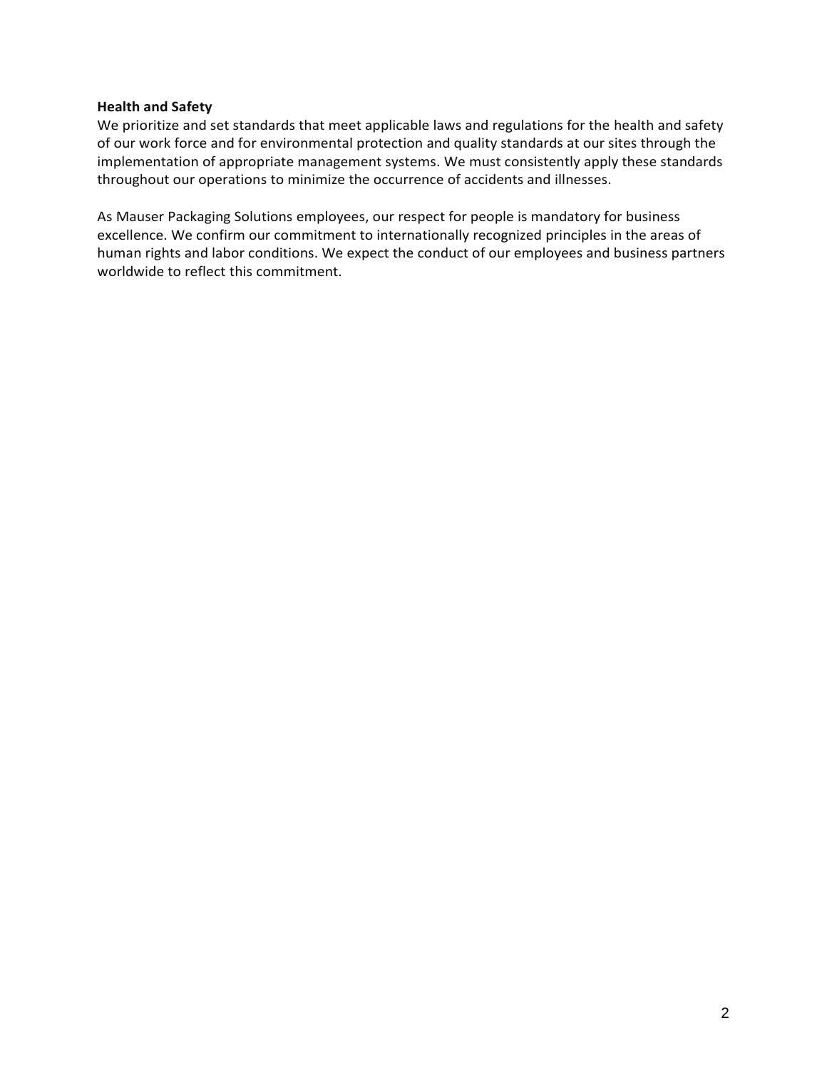**Health and Safety**

We prioritize and set standards that meet applicable laws and regulations for the health and safety of our work force and for environmental protection and quality standards at our sites through the implementation of appropriate management systems. We must consistently apply these standards throughout our operations to minimize the occurrence of accidents and illnesses.

As Mauser Packaging Solutions employees, our respect for people is mandatory for business excellence. We confirm our commitment to internationally recognized principles in the areas of human rights and labor conditions. We expect the conduct of our employees and business partners worldwide to reflect this commitment.